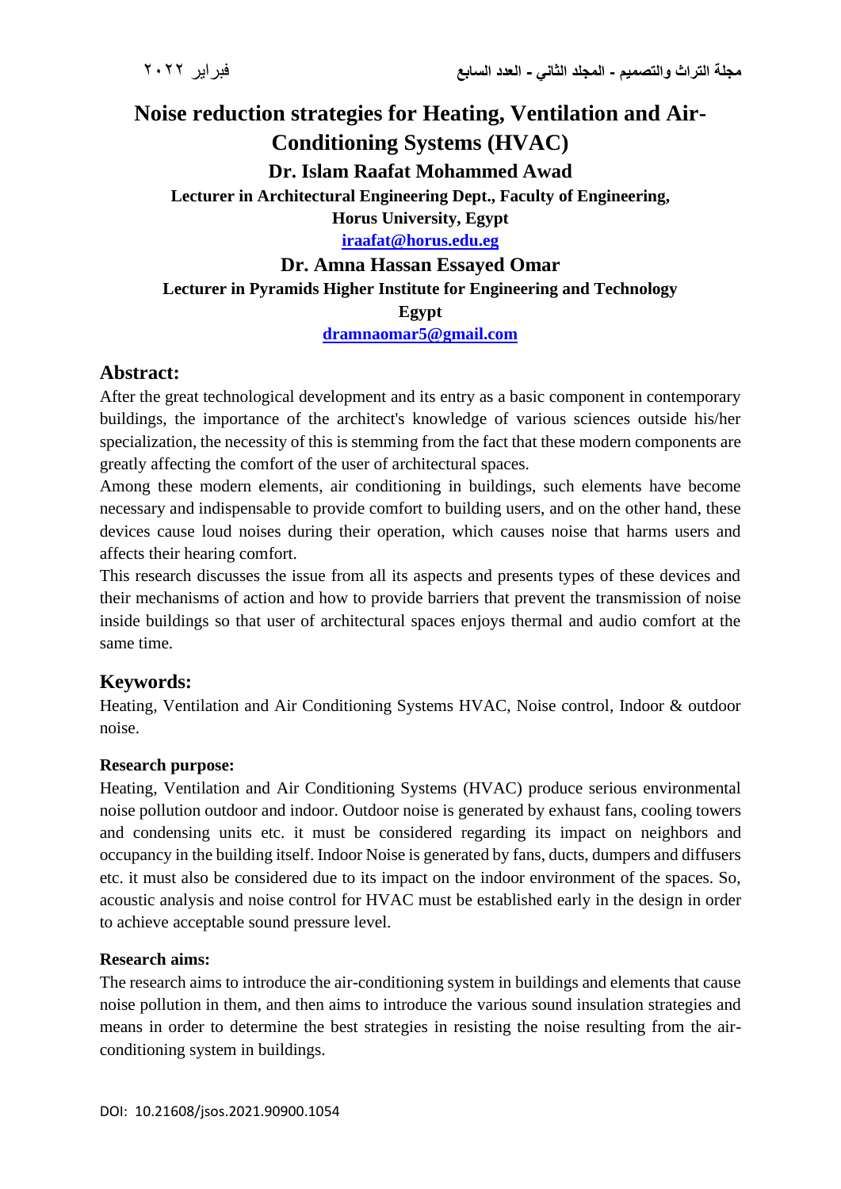# Noise reduction strategies for Heating, Ventilation and Air-Conditioning Systems (HVAC)

**Dr. Islam Raafat Mohammed Awad**

**Lecturer in Architectural Engineering Dept., Faculty of Engineering, Horus University, Egypt**

**iraafat@horus.edu.eg**

**Dr. Amna Hassan Essayed Omar**

**Lecturer in Pyramids Higher Institute for Engineering and Technology Egypt**

**dramnaomar5@gmail.com**

## Abstract:

After the great technological development and its entry as a basic component in contemporary buildings, the importance of the architect's knowledge of various sciences outside his/her specialization, the necessity of this is stemming from the fact that these modern components are greatly affecting the comfort of the user of architectural spaces.

Among these modern elements, air conditioning in buildings, such elements have become necessary and indispensable to provide comfort to building users, and on the other hand, these devices cause loud noises during their operation, which causes noise that harms users and affects their hearing comfort.

This research discusses the issue from all its aspects and presents types of these devices and their mechanisms of action and how to provide barriers that prevent the transmission of noise inside buildings so that user of architectural spaces enjoys thermal and audio comfort at the same time.

## Keywords:

Heating, Ventilation and Air Conditioning Systems HVAC, Noise control, Indoor & outdoor noise.

**Research purpose:**

Heating, Ventilation and Air Conditioning Systems (HVAC) produce serious environmental noise pollution outdoor and indoor. Outdoor noise is generated by exhaust fans, cooling towers and condensing units etc. it must be considered regarding its impact on neighbors and occupancy in the building itself. Indoor Noise is generated by fans, ducts, dumpers and diffusers etc. it must also be considered due to its impact on the indoor environment of the spaces. So, acoustic analysis and noise control for HVAC must be established early in the design in order to achieve acceptable sound pressure level.

**Research aims:**

The research aims to introduce the air-conditioning system in buildings and elements that cause noise pollution in them, and then aims to introduce the various sound insulation strategies and means in order to determine the best strategies in resisting the noise resulting from the air-conditioning system in buildings.

DOI: 10.21608/jsos.2021.90900.1054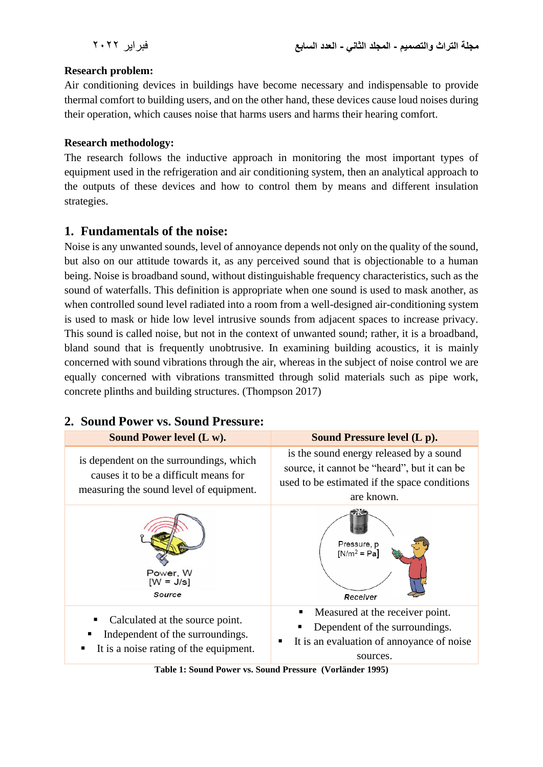**Research problem:**

Air conditioning devices in buildings have become necessary and indispensable to provide thermal comfort to building users, and on the other hand, these devices cause loud noises during their operation, which causes noise that harms users and harms their hearing comfort.

**Research methodology:**

The research follows the inductive approach in monitoring the most important types of equipment used in the refrigeration and air conditioning system, then an analytical approach to the outputs of these devices and how to control them by means and different insulation strategies.

## 1. Fundamentals of the noise:

Noise is any unwanted sounds, level of annoyance depends not only on the quality of the sound, but also on our attitude towards it, as any perceived sound that is objectionable to a human being. Noise is broadband sound, without distinguishable frequency characteristics, such as the sound of waterfalls. This definition is appropriate when one sound is used to mask another, as when controlled sound level radiated into a room from a well-designed air-conditioning system is used to mask or hide low level intrusive sounds from adjacent spaces to increase privacy. This sound is called noise, but not in the context of unwanted sound; rather, it is a broadband, bland sound that is frequently unobtrusive. In examining building acoustics, it is mainly concerned with sound vibrations through the air, whereas in the subject of noise control we are equally concerned with vibrations transmitted through solid materials such as pipe work, concrete plinths and building structures. (Thompson 2017)

## 2. Sound Power vs. Sound Pressure:

| Sound Power level (L w). | Sound Pressure level (L p). |
|---|---|
| is dependent on the surroundings, which causes it to be a difficult means for measuring the sound level of equipment. | is the sound energy released by a sound source, it cannot be "heard", but it can be used to be estimated if the space conditions are known. |
| Power, W [W = J/s] Source | Pressure, p [N/m$^2$ = Pa] Receiver |
| ▪ Calculated at the source point. ▪ Independent of the surroundings. ▪ It is a noise rating of the equipment. | ▪ Measured at the receiver point. ▪ Dependent of the surroundings. ▪ It is an evaluation of annoyance of noise sources. |

**Table 1: Sound Power vs. Sound Pressure (Vorländer 1995)**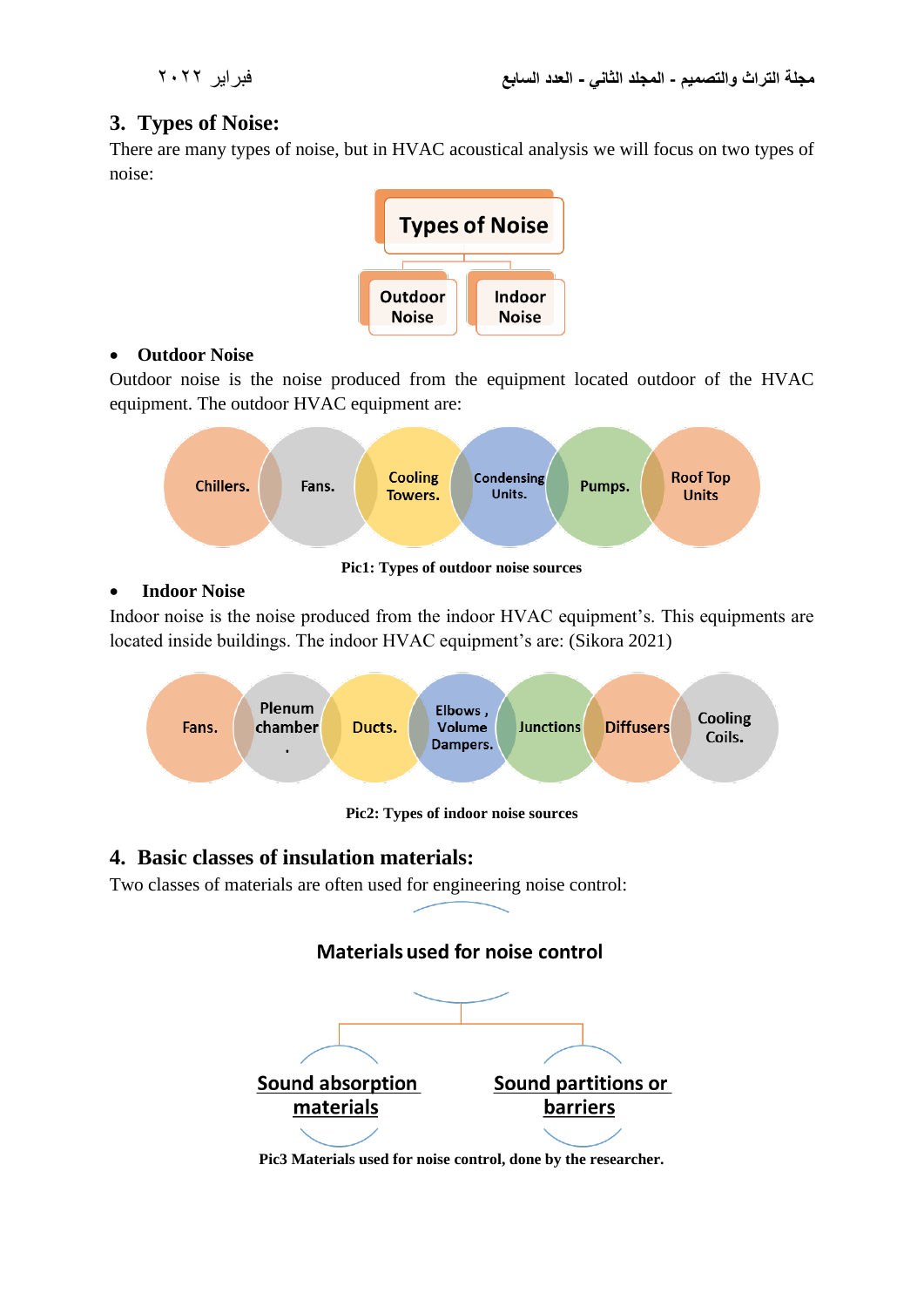## 3. Types of Noise:

There are many types of noise, but in HVAC acoustical analysis we will focus on two types of noise:

Types of Noise

Outdoor Noise | Indoor Noise

- **Outdoor Noise**

Outdoor noise is the noise produced from the equipment located outdoor of the HVAC equipment. The outdoor HVAC equipment are:

Chillers. | Fans. | Cooling Towers. | Condensing Units. | Pumps. | Roof Top Units

**Pic1: Types of outdoor noise sources**

- **Indoor Noise**

Indoor noise is the noise produced from the indoor HVAC equipment's. This equipments are located inside buildings. The indoor HVAC equipment's are: (Sikora 2021)

Fans. | Plenum chamber. | Ducts. | Elbows , Volume Dampers. | Junctions | Diffusers | Cooling Coils.

**Pic2: Types of indoor noise sources**

## 4. Basic classes of insulation materials:

Two classes of materials are often used for engineering noise control:

Materials used for noise control

Sound absorption materials | Sound partitions or barriers

**Pic3 Materials used for noise control, done by the researcher.**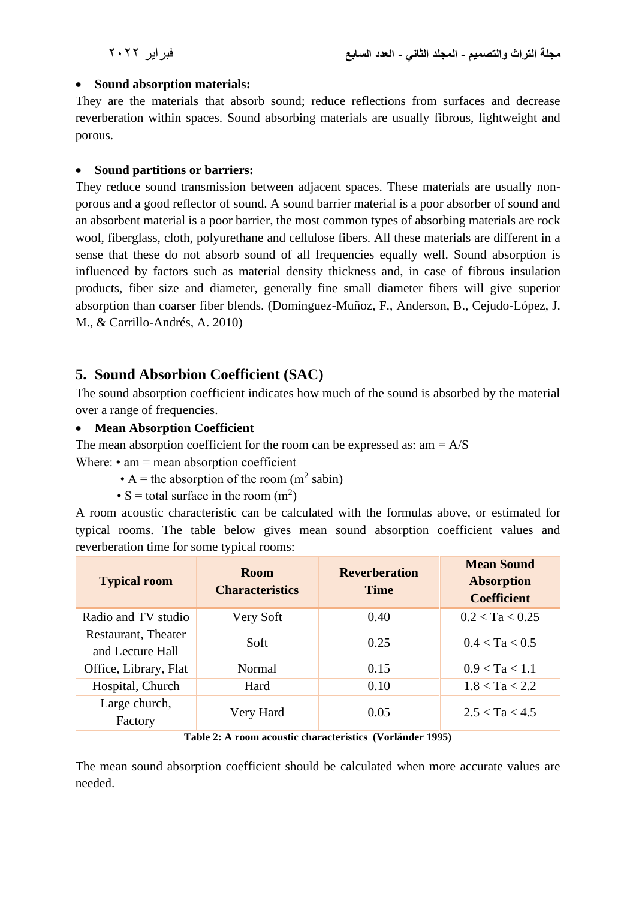- **Sound absorption materials:**

They are the materials that absorb sound; reduce reflections from surfaces and decrease reverberation within spaces. Sound absorbing materials are usually fibrous, lightweight and porous.

- **Sound partitions or barriers:**

They reduce sound transmission between adjacent spaces. These materials are usually non-porous and a good reflector of sound. A sound barrier material is a poor absorber of sound and an absorbent material is a poor barrier, the most common types of absorbing materials are rock wool, fiberglass, cloth, polyurethane and cellulose fibers. All these materials are different in a sense that these do not absorb sound of all frequencies equally well. Sound absorption is influenced by factors such as material density thickness and, in case of fibrous insulation products, fiber size and diameter, generally fine small diameter fibers will give superior absorption than coarser fiber blends. (Domínguez-Muñoz, F., Anderson, B., Cejudo-López, J. M., & Carrillo-Andrés, A. 2010)

## 5. Sound Absorbion Coefficient (SAC)

The sound absorption coefficient indicates how much of the sound is absorbed by the material over a range of frequencies.

- **Mean Absorption Coefficient**

The mean absorption coefficient for the room can be expressed as: am = A/S

Where: • am = mean absorption coefficient

• A = the absorption of the room ($m^2$ sabin)

• S = total surface in the room ($m^2$)

A room acoustic characteristic can be calculated with the formulas above, or estimated for typical rooms. The table below gives mean sound absorption coefficient values and reverberation time for some typical rooms:

| Typical room | Room Characteristics | Reverberation Time | Mean Sound Absorption Coefficient |
|---|---|---|---|
| Radio and TV studio | Very Soft | 0.40 | 0.2 < Ta < 0.25 |
| Restaurant, Theater and Lecture Hall | Soft | 0.25 | 0.4 < Ta < 0.5 |
| Office, Library, Flat | Normal | 0.15 | 0.9 < Ta < 1.1 |
| Hospital, Church | Hard | 0.10 | 1.8 < Ta < 2.2 |
| Large church, Factory | Very Hard | 0.05 | 2.5 < Ta < 4.5 |

**Table 2: A room acoustic characteristics (Vorländer 1995)**

The mean sound absorption coefficient should be calculated when more accurate values are needed.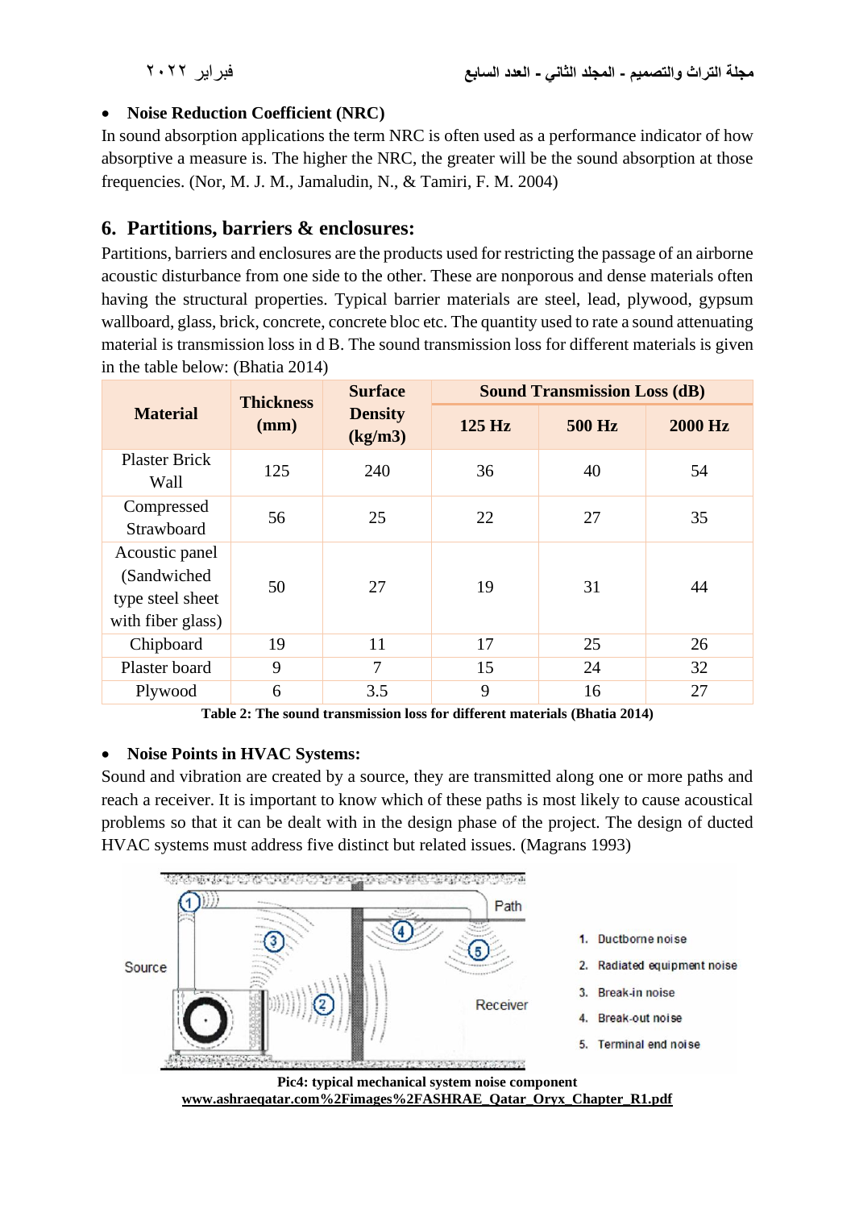- **Noise Reduction Coefficient (NRC)**

In sound absorption applications the term NRC is often used as a performance indicator of how absorptive a measure is. The higher the NRC, the greater will be the sound absorption at those frequencies. (Nor, M. J. M., Jamaludin, N., & Tamiri, F. M. 2004)

## 6. Partitions, barriers & enclosures:

Partitions, barriers and enclosures are the products used for restricting the passage of an airborne acoustic disturbance from one side to the other. These are nonporous and dense materials often having the structural properties. Typical barrier materials are steel, lead, plywood, gypsum wallboard, glass, brick, concrete, concrete bloc etc. The quantity used to rate a sound attenuating material is transmission loss in d B. The sound transmission loss for different materials is given in the table below: (Bhatia 2014)

| Material | Thickness (mm) | Surface Density (kg/m3) | Sound Transmission Loss (dB) | | |
|---|---|---|---|---|---|
| | | | 125 Hz | 500 Hz | 2000 Hz |
| Plaster Brick Wall | 125 | 240 | 36 | 40 | 54 |
| Compressed Strawboard | 56 | 25 | 22 | 27 | 35 |
| Acoustic panel (Sandwiched type steel sheet with fiber glass) | 50 | 27 | 19 | 31 | 44 |
| Chipboard | 19 | 11 | 17 | 25 | 26 |
| Plaster board | 9 | 7 | 15 | 24 | 32 |
| Plywood | 6 | 3.5 | 9 | 16 | 27 |

**Table 2: The sound transmission loss for different materials (Bhatia 2014)**

- **Noise Points in HVAC Systems:**

Sound and vibration are created by a source, they are transmitted along one or more paths and reach a receiver. It is important to know which of these paths is most likely to cause acoustical problems so that it can be dealt with in the design phase of the project. The design of ducted HVAC systems must address five distinct but related issues. (Magrans 1993)

Source — Path — Receiver

1. Ductborne noise
2. Radiated equipment noise
3. Break-in noise
4. Break-out noise
5. Terminal end noise

**Pic4: typical mechanical system noise component**
**www.ashraeqatar.com%2Fimages%2FASHRAE_Qatar_Oryx_Chapter_R1.pdf**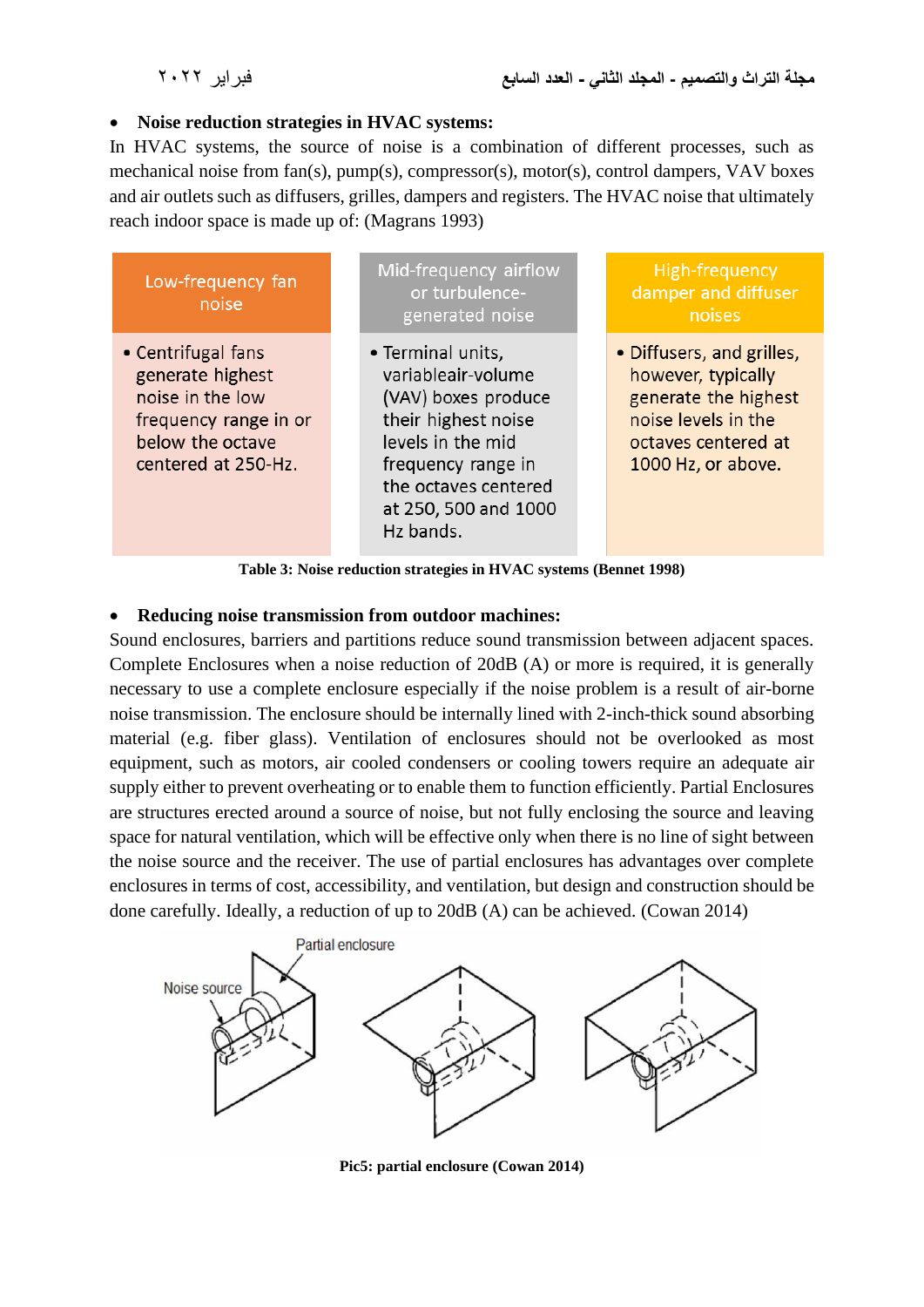- **Noise reduction strategies in HVAC systems:**

In HVAC systems, the source of noise is a combination of different processes, such as mechanical noise from fan(s), pump(s), compressor(s), motor(s), control dampers, VAV boxes and air outlets such as diffusers, grilles, dampers and registers. The HVAC noise that ultimately reach indoor space is made up of: (Magrans 1993)

| Low-frequency fan noise | Mid-frequency airflow or turbulence-generated noise | High-frequency damper and diffuser noises |
|---|---|---|
| • Centrifugal fans generate highest noise in the low frequency range in or below the octave centered at 250-Hz. | • Terminal units, variableair-volume (VAV) boxes produce their highest noise levels in the mid frequency range in the octaves centered at 250, 500 and 1000 Hz bands. | • Diffusers, and grilles, however, typically generate the highest noise levels in the octaves centered at 1000 Hz, or above. |

**Table 3: Noise reduction strategies in HVAC systems (Bennet 1998)**

- **Reducing noise transmission from outdoor machines:**

Sound enclosures, barriers and partitions reduce sound transmission between adjacent spaces. Complete Enclosures when a noise reduction of 20dB (A) or more is required, it is generally necessary to use a complete enclosure especially if the noise problem is a result of air-borne noise transmission. The enclosure should be internally lined with 2-inch-thick sound absorbing material (e.g. fiber glass). Ventilation of enclosures should not be overlooked as most equipment, such as motors, air cooled condensers or cooling towers require an adequate air supply either to prevent overheating or to enable them to function efficiently. Partial Enclosures are structures erected around a source of noise, but not fully enclosing the source and leaving space for natural ventilation, which will be effective only when there is no line of sight between the noise source and the receiver. The use of partial enclosures has advantages over complete enclosures in terms of cost, accessibility, and ventilation, but design and construction should be done carefully. Ideally, a reduction of up to 20dB (A) can be achieved. (Cowan 2014)

**Pic5: partial enclosure (Cowan 2014)**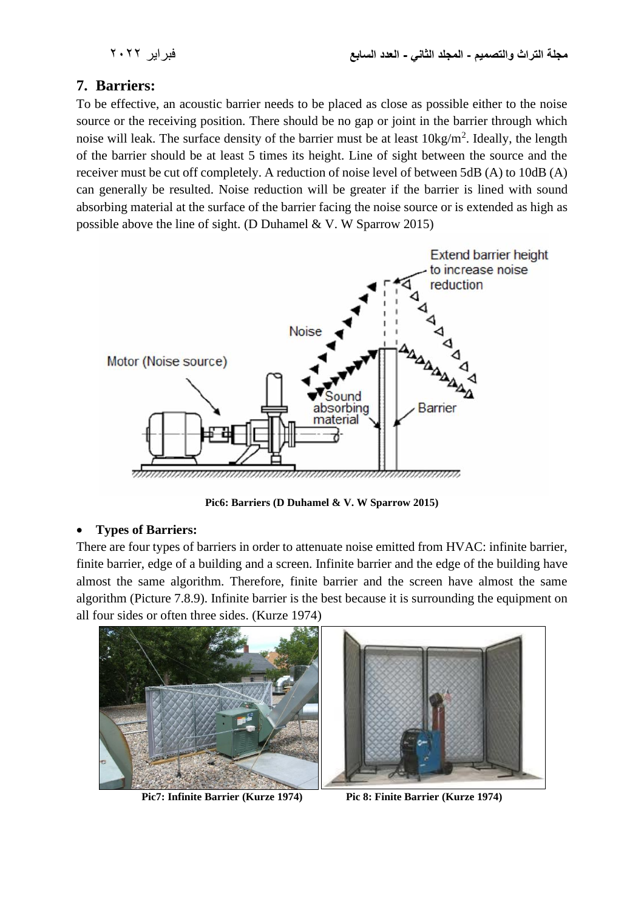## 7. Barriers:

To be effective, an acoustic barrier needs to be placed as close as possible either to the noise source or the receiving position. There should be no gap or joint in the barrier through which noise will leak. The surface density of the barrier must be at least $10kg/m^2$. Ideally, the length of the barrier should be at least 5 times its height. Line of sight between the source and the receiver must be cut off completely. A reduction of noise level of between 5dB (A) to 10dB (A) can generally be resulted. Noise reduction will be greater if the barrier is lined with sound absorbing material at the surface of the barrier facing the noise source or is extended as high as possible above the line of sight. (D Duhamel & V. W Sparrow 2015)

**Pic6: Barriers (D Duhamel & V. W Sparrow 2015)**

- **Types of Barriers:**

There are four types of barriers in order to attenuate noise emitted from HVAC: infinite barrier, finite barrier, edge of a building and a screen. Infinite barrier and the edge of the building have almost the same algorithm. Therefore, finite barrier and the screen have almost the same algorithm (Picture 7.8.9). Infinite barrier is the best because it is surrounding the equipment on all four sides or often three sides. (Kurze 1974)

**Pic7: Infinite Barrier (Kurze 1974)**

**Pic 8: Finite Barrier (Kurze 1974)**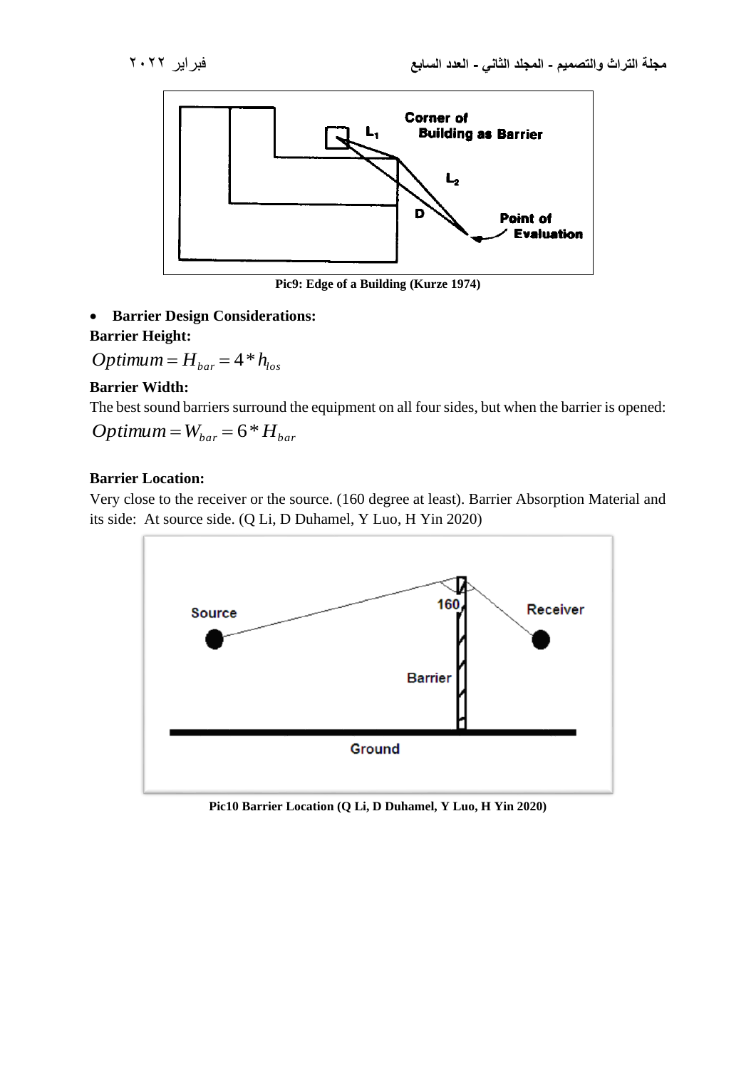Pic9: Edge of a Building (Kurze 1974)

- **Barrier Design Considerations:**

**Barrier Height:**

$$Optimum = H_{bar} = 4 * h_{los}$$

**Barrier Width:**

The best sound barriers surround the equipment on all four sides, but when the barrier is opened:

$$Optimum = W_{bar} = 6 * H_{bar}$$

**Barrier Location:**

Very close to the receiver or the source. (160 degree at least). Barrier Absorption Material and its side: At source side. (Q Li, D Duhamel, Y Luo, H Yin 2020)

Pic10 Barrier Location (Q Li, D Duhamel, Y Luo, H Yin 2020)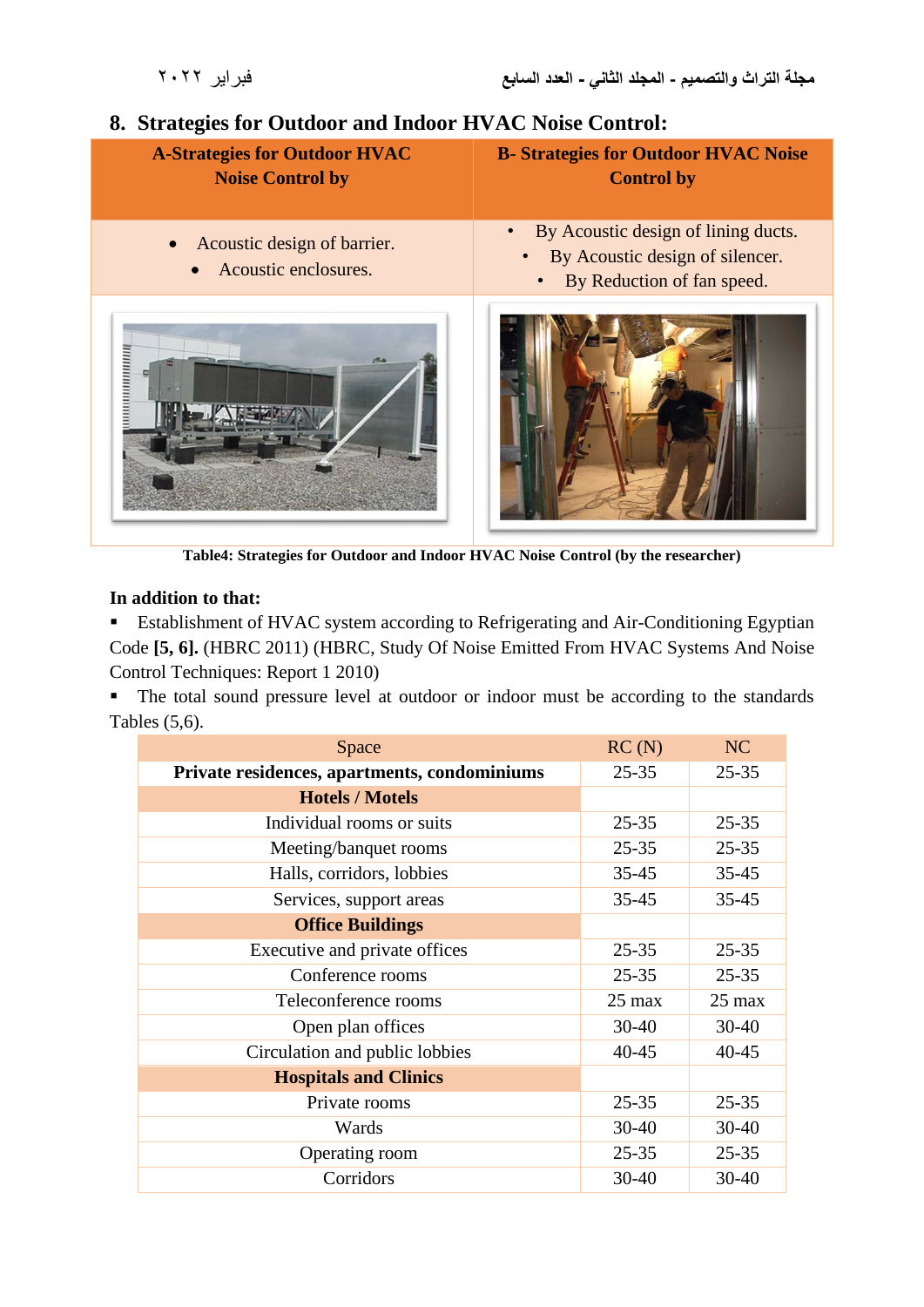## 8. Strategies for Outdoor and Indoor HVAC Noise Control:

| A-Strategies for Outdoor HVAC Noise Control by | B- Strategies for Outdoor HVAC Noise Control by |
|---|---|
| • Acoustic design of barrier. • Acoustic enclosures. | • By Acoustic design of lining ducts. • By Acoustic design of silencer. • By Reduction of fan speed. |

Table4: Strategies for Outdoor and Indoor HVAC Noise Control (by the researcher)

**In addition to that:**

- Establishment of HVAC system according to Refrigerating and Air-Conditioning Egyptian Code **[5, 6].** (HBRC 2011) (HBRC, Study Of Noise Emitted From HVAC Systems And Noise Control Techniques: Report 1 2010)
- The total sound pressure level at outdoor or indoor must be according to the standards Tables (5,6).

| Space | RC (N) | NC |
|---|---|---|
| **Private residences, apartments, condominiums** | 25-35 | 25-35 |
| **Hotels / Motels** | | |
| Individual rooms or suits | 25-35 | 25-35 |
| Meeting/banquet rooms | 25-35 | 25-35 |
| Halls, corridors, lobbies | 35-45 | 35-45 |
| Services, support areas | 35-45 | 35-45 |
| **Office Buildings** | | |
| Executive and private offices | 25-35 | 25-35 |
| Conference rooms | 25-35 | 25-35 |
| Teleconference rooms | 25 max | 25 max |
| Open plan offices | 30-40 | 30-40 |
| Circulation and public lobbies | 40-45 | 40-45 |
| **Hospitals and Clinics** | | |
| Private rooms | 25-35 | 25-35 |
| Wards | 30-40 | 30-40 |
| Operating room | 25-35 | 25-35 |
| Corridors | 30-40 | 30-40 |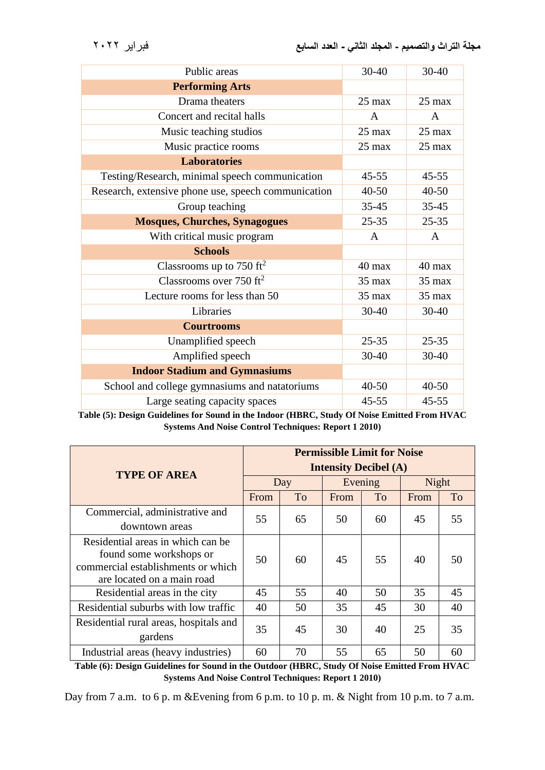| Public areas | 30-40 | 30-40 |
|---|---|---|
| **Performing Arts** | | |
| Drama theaters | 25 max | 25 max |
| Concert and recital halls | A | A |
| Music teaching studios | 25 max | 25 max |
| Music practice rooms | 25 max | 25 max |
| **Laboratories** | | |
| Testing/Research, minimal speech communication | 45-55 | 45-55 |
| Research, extensive phone use, speech communication | 40-50 | 40-50 |
| Group teaching | 35-45 | 35-45 |
| **Mosques, Churches, Synagogues** | 25-35 | 25-35 |
| With critical music program | A | A |
| **Schools** | | |
| Classrooms up to 750 $ft^2$ | 40 max | 40 max |
| Classrooms over 750 $ft^2$ | 35 max | 35 max |
| Lecture rooms for less than 50 | 35 max | 35 max |
| Libraries | 30-40 | 30-40 |
| **Courtrooms** | | |
| Unamplified speech | 25-35 | 25-35 |
| Amplified speech | 30-40 | 30-40 |
| **Indoor Stadium and Gymnasiums** | | |
| School and college gymnasiums and natatoriums | 40-50 | 40-50 |
| Large seating capacity spaces | 45-55 | 45-55 |

**Table (5): Design Guidelines for Sound in the Indoor (HBRC, Study Of Noise Emitted From HVAC Systems And Noise Control Techniques: Report 1 2010)**

| TYPE OF AREA | Permissible Limit for Noise Intensity Decibel (A) | | | | | |
|---|---|---|---|---|---|---|
| | Day | | Evening | | Night | |
| | From | To | From | To | From | To |
| Commercial, administrative and downtown areas | 55 | 65 | 50 | 60 | 45 | 55 |
| Residential areas in which can be found some workshops or commercial establishments or which are located on a main road | 50 | 60 | 45 | 55 | 40 | 50 |
| Residential areas in the city | 45 | 55 | 40 | 50 | 35 | 45 |
| Residential suburbs with low traffic | 40 | 50 | 35 | 45 | 30 | 40 |
| Residential rural areas, hospitals and gardens | 35 | 45 | 30 | 40 | 25 | 35 |
| Industrial areas (heavy industries) | 60 | 70 | 55 | 65 | 50 | 60 |

**Table (6): Design Guidelines for Sound in the Outdoor (HBRC, Study Of Noise Emitted From HVAC Systems And Noise Control Techniques: Report 1 2010)**

Day from 7 a.m. to 6 p. m &Evening from 6 p.m. to 10 p. m. & Night from 10 p.m. to 7 a.m.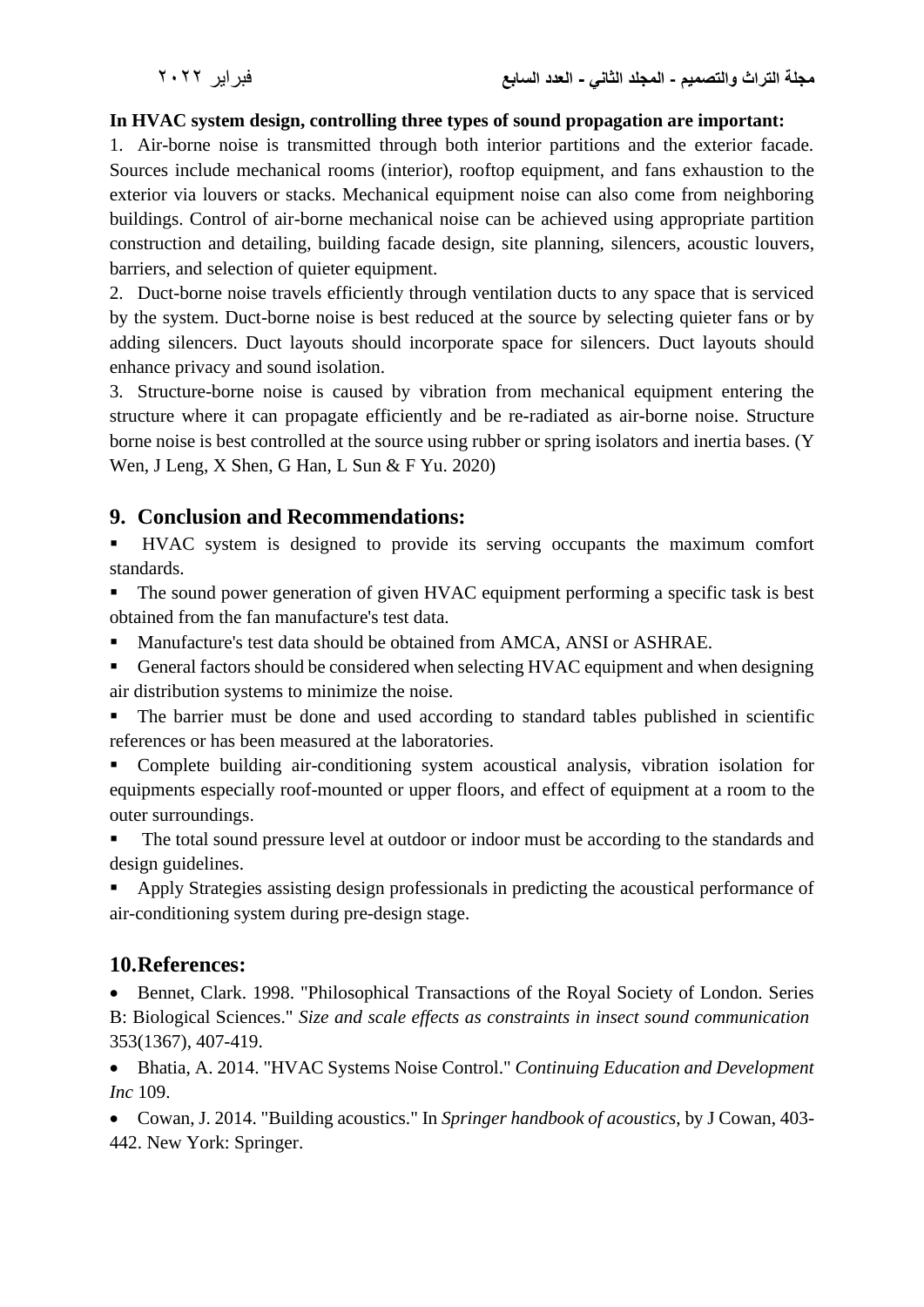**In HVAC system design, controlling three types of sound propagation are important:**

1. Air-borne noise is transmitted through both interior partitions and the exterior facade. Sources include mechanical rooms (interior), rooftop equipment, and fans exhaustion to the exterior via louvers or stacks. Mechanical equipment noise can also come from neighboring buildings. Control of air-borne mechanical noise can be achieved using appropriate partition construction and detailing, building facade design, site planning, silencers, acoustic louvers, barriers, and selection of quieter equipment.
2. Duct-borne noise travels efficiently through ventilation ducts to any space that is serviced by the system. Duct-borne noise is best reduced at the source by selecting quieter fans or by adding silencers. Duct layouts should incorporate space for silencers. Duct layouts should enhance privacy and sound isolation.
3. Structure-borne noise is caused by vibration from mechanical equipment entering the structure where it can propagate efficiently and be re-radiated as air-borne noise. Structure borne noise is best controlled at the source using rubber or spring isolators and inertia bases. (Y Wen, J Leng, X Shen, G Han, L Sun & F Yu. 2020)

## 9. Conclusion and Recommendations:

- HVAC system is designed to provide its serving occupants the maximum comfort standards.
- The sound power generation of given HVAC equipment performing a specific task is best obtained from the fan manufacture's test data.
- Manufacture's test data should be obtained from AMCA, ANSI or ASHRAE.
- General factors should be considered when selecting HVAC equipment and when designing air distribution systems to minimize the noise.
- The barrier must be done and used according to standard tables published in scientific references or has been measured at the laboratories.
- Complete building air-conditioning system acoustical analysis, vibration isolation for equipments especially roof-mounted or upper floors, and effect of equipment at a room to the outer surroundings.
- The total sound pressure level at outdoor or indoor must be according to the standards and design guidelines.
- Apply Strategies assisting design professionals in predicting the acoustical performance of air-conditioning system during pre-design stage.

## 10. References:

- Bennet, Clark. 1998. "Philosophical Transactions of the Royal Society of London. Series B: Biological Sciences." *Size and scale effects as constraints in insect sound communication* 353(1367), 407-419.
- Bhatia, A. 2014. "HVAC Systems Noise Control." *Continuing Education and Development Inc* 109.
- Cowan, J. 2014. "Building acoustics." In *Springer handbook of acoustics*, by J Cowan, 403-442. New York: Springer.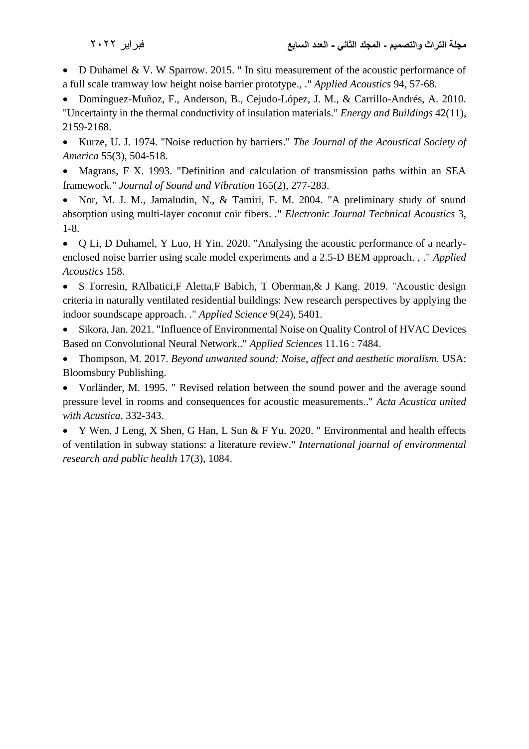- D Duhamel & V. W Sparrow. 2015. " In situ measurement of the acoustic performance of a full scale tramway low height noise barrier prototype., ." *Applied Acoustics* 94, 57-68.
- Domínguez-Muñoz, F., Anderson, B., Cejudo-López, J. M., & Carrillo-Andrés, A. 2010. "Uncertainty in the thermal conductivity of insulation materials." *Energy and Buildings* 42(11), 2159-2168.
- Kurze, U. J. 1974. "Noise reduction by barriers." *The Journal of the Acoustical Society of America* 55(3), 504-518.
- Magrans, F X. 1993. "Definition and calculation of transmission paths within an SEA framework." *Journal of Sound and Vibration* 165(2), 277-283.
- Nor, M. J. M., Jamaludin, N., & Tamiri, F. M. 2004. "A preliminary study of sound absorption using multi-layer coconut coir fibers. ." *Electronic Journal Technical Acoustics* 3, 1-8.
- Q Li, D Duhamel, Y Luo, H Yin. 2020. "Analysing the acoustic performance of a nearly-enclosed noise barrier using scale model experiments and a 2.5-D BEM approach. , ." *Applied Acoustics* 158.
- S Torresin, RAlbatici,F Aletta,F Babich, T Oberman,& J Kang. 2019. "Acoustic design criteria in naturally ventilated residential buildings: New research perspectives by applying the indoor soundscape approach. ." *Applied Science* 9(24), 5401.
- Sikora, Jan. 2021. "Influence of Environmental Noise on Quality Control of HVAC Devices Based on Convolutional Neural Network.." *Applied Sciences* 11.16 : 7484.
- Thompson, M. 2017. *Beyond unwanted sound: Noise, affect and aesthetic moralism.* USA: Bloomsbury Publishing.
- Vorländer, M. 1995. " Revised relation between the sound power and the average sound pressure level in rooms and consequences for acoustic measurements.." *Acta Acustica united with Acustica*, 332-343.
- Y Wen, J Leng, X Shen, G Han, L Sun & F Yu. 2020. " Environmental and health effects of ventilation in subway stations: a literature review." *International journal of environmental research and public health* 17(3), 1084.